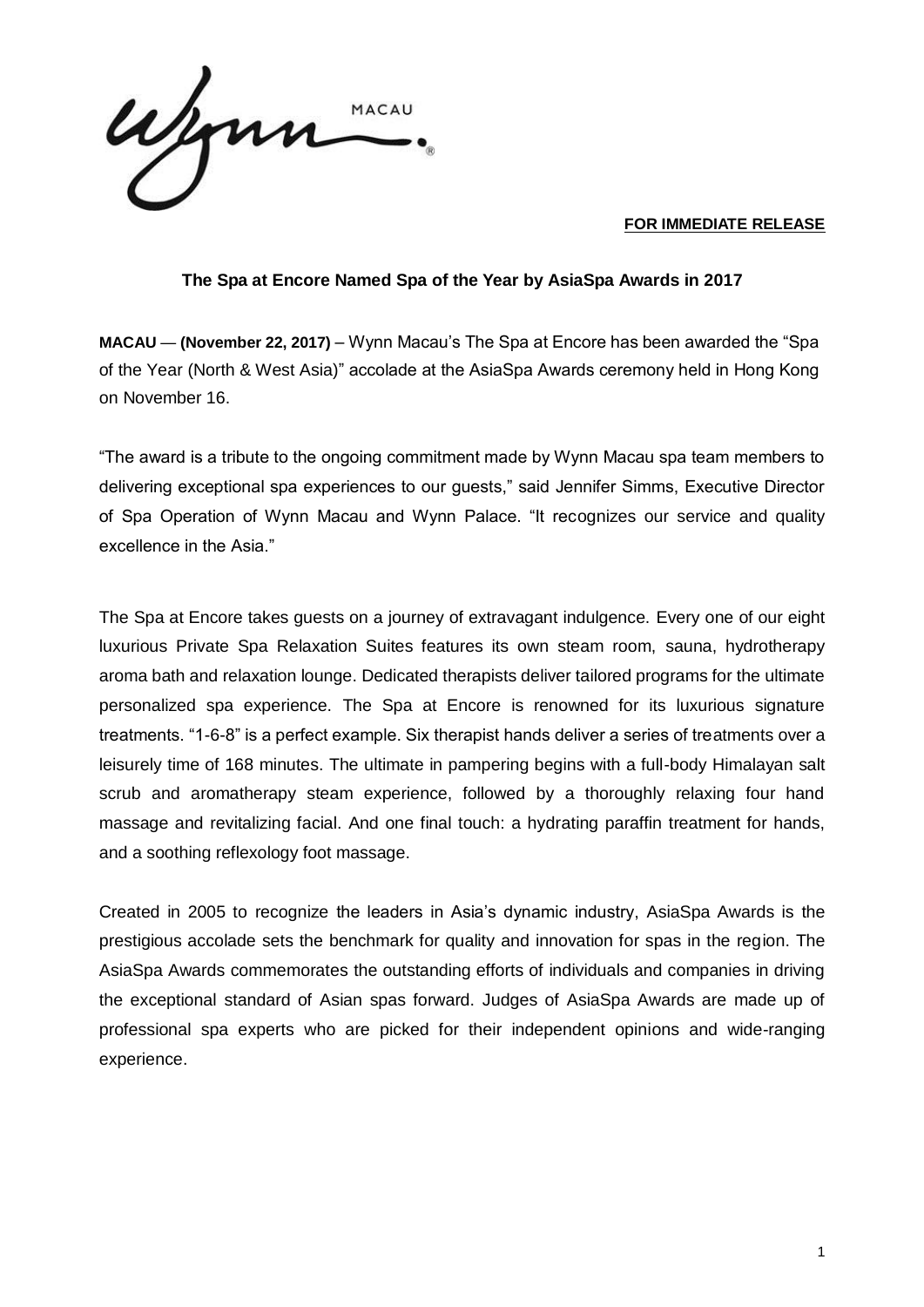**FOR IMMEDIATE RELEASE**

## The Spa at Encore Named Spa of the Year by AsiaSpa Awards in 2017

**MACAU** — **(November 22, 2017)** – Wynn Macau's The Spa at Encore has been awarded the "Spa of the Year (North & West Asia)" accolade at the AsiaSpa Awards ceremony held in Hong Kong on November 16.

"The award is a tribute to the ongoing commitment made by Wynn Macau spa team members to delivering exceptional spa experiences to our guests," said Jennifer Simms, Executive Director of Spa Operation of Wynn Macau and Wynn Palace. "It recognizes our service and quality excellence in the Asia."

The Spa at Encore takes guests on a journey of extravagant indulgence. Every one of our eight luxurious Private Spa Relaxation Suites features its own steam room, sauna, hydrotherapy aroma bath and relaxation lounge. Dedicated therapists deliver tailored programs for the ultimate personalized spa experience. The Spa at Encore is renowned for its luxurious signature treatments. "1-6-8" is a perfect example. Six therapist hands deliver a series of treatments over a leisurely time of 168 minutes. The ultimate in pampering begins with a full-body Himalayan salt scrub and aromatherapy steam experience, followed by a thoroughly relaxing four hand massage and revitalizing facial. And one final touch: a hydrating paraffin treatment for hands, and a soothing reflexology foot massage.

Created in 2005 to recognize the leaders in Asia's dynamic industry, AsiaSpa Awards is the prestigious accolade sets the benchmark for quality and innovation for spas in the region. The AsiaSpa Awards commemorates the outstanding efforts of individuals and companies in driving the exceptional standard of Asian spas forward. Judges of AsiaSpa Awards are made up of professional spa experts who are picked for their independent opinions and wide-ranging experience.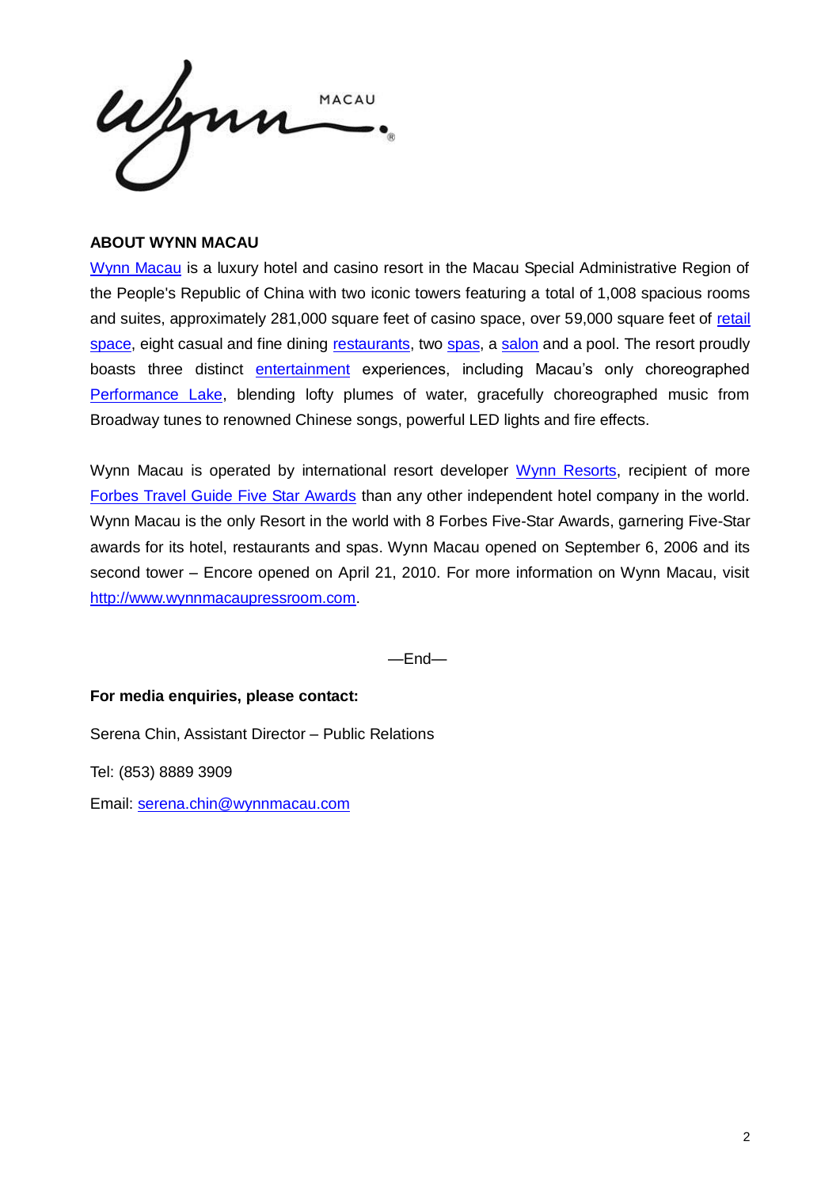**ABOUT WYNN MACAU**

Wynn Macau is a luxury hotel and casino resort in the Macau Special Administrative Region of the People's Republic of China with two iconic towers featuring a total of 1,008 spacious rooms and suites, approximately 281,000 square feet of casino space, over 59,000 square feet of retail space, eight casual and fine dining restaurants, two spas, a salon and a pool. The resort proudly boasts three distinct entertainment experiences, including Macau's only choreographed Performance Lake, blending lofty plumes of water, gracefully choreographed music from Broadway tunes to renowned Chinese songs, powerful LED lights and fire effects.

Wynn Macau is operated by international resort developer Wynn Resorts, recipient of more Forbes Travel Guide Five Star Awards than any other independent hotel company in the world. Wynn Macau is the only Resort in the world with 8 Forbes Five-Star Awards, garnering Five-Star awards for its hotel, restaurants and spas. Wynn Macau opened on September 6, 2006 and its second tower – Encore opened on April 21, 2010. For more information on Wynn Macau, visit http://www.wynnmacaupressroom.com.

—End—

**For media enquiries, please contact:**

Serena Chin, Assistant Director – Public Relations

Tel: (853) 8889 3909

Email: serena.chin@wynnmacau.com